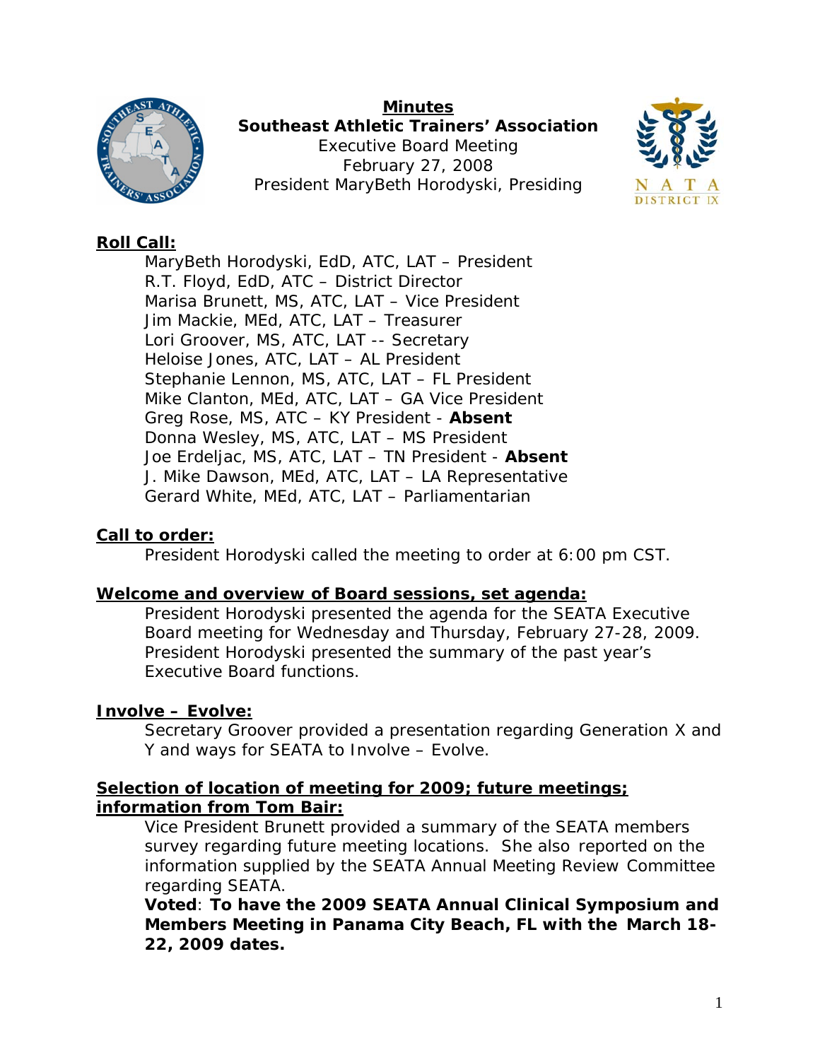# Minutes

**Southeast Athletic Trainers' Association**
Executive Board Meeting
February 27, 2008
President MaryBeth Horodyski, Presiding

## Roll Call:

MaryBeth Horodyski, EdD, ATC, LAT – President
R.T. Floyd, EdD, ATC – District Director
Marisa Brunett, MS, ATC, LAT – Vice President
Jim Mackie, MEd, ATC, LAT – Treasurer
Lori Groover, MS, ATC, LAT -- Secretary
Heloise Jones, ATC, LAT – AL President
Stephanie Lennon, MS, ATC, LAT – FL President
Mike Clanton, MEd, ATC, LAT – GA Vice President
Greg Rose, MS, ATC – KY President - **Absent**
Donna Wesley, MS, ATC, LAT – MS President
Joe Erdeljac, MS, ATC, LAT – TN President - **Absent**
J. Mike Dawson, MEd, ATC, LAT – LA Representative
Gerard White, MEd, ATC, LAT – Parliamentarian

## Call to order:

President Horodyski called the meeting to order at 6:00 pm CST.

## Welcome and overview of Board sessions, set agenda:

President Horodyski presented the agenda for the SEATA Executive Board meeting for Wednesday and Thursday, February 27-28, 2009. President Horodyski presented the summary of the past year's Executive Board functions.

## Involve – Evolve:

Secretary Groover provided a presentation regarding Generation X and Y and ways for SEATA to Involve – Evolve.

## Selection of location of meeting for 2009; future meetings; information from Tom Bair:

Vice President Brunett provided a summary of the SEATA members survey regarding future meeting locations. She also reported on the information supplied by the SEATA Annual Meeting Review Committee regarding SEATA.

**Voted**: **To have the 2009 SEATA Annual Clinical Symposium and Members Meeting in Panama City Beach, FL with the March 18-22, 2009 dates.**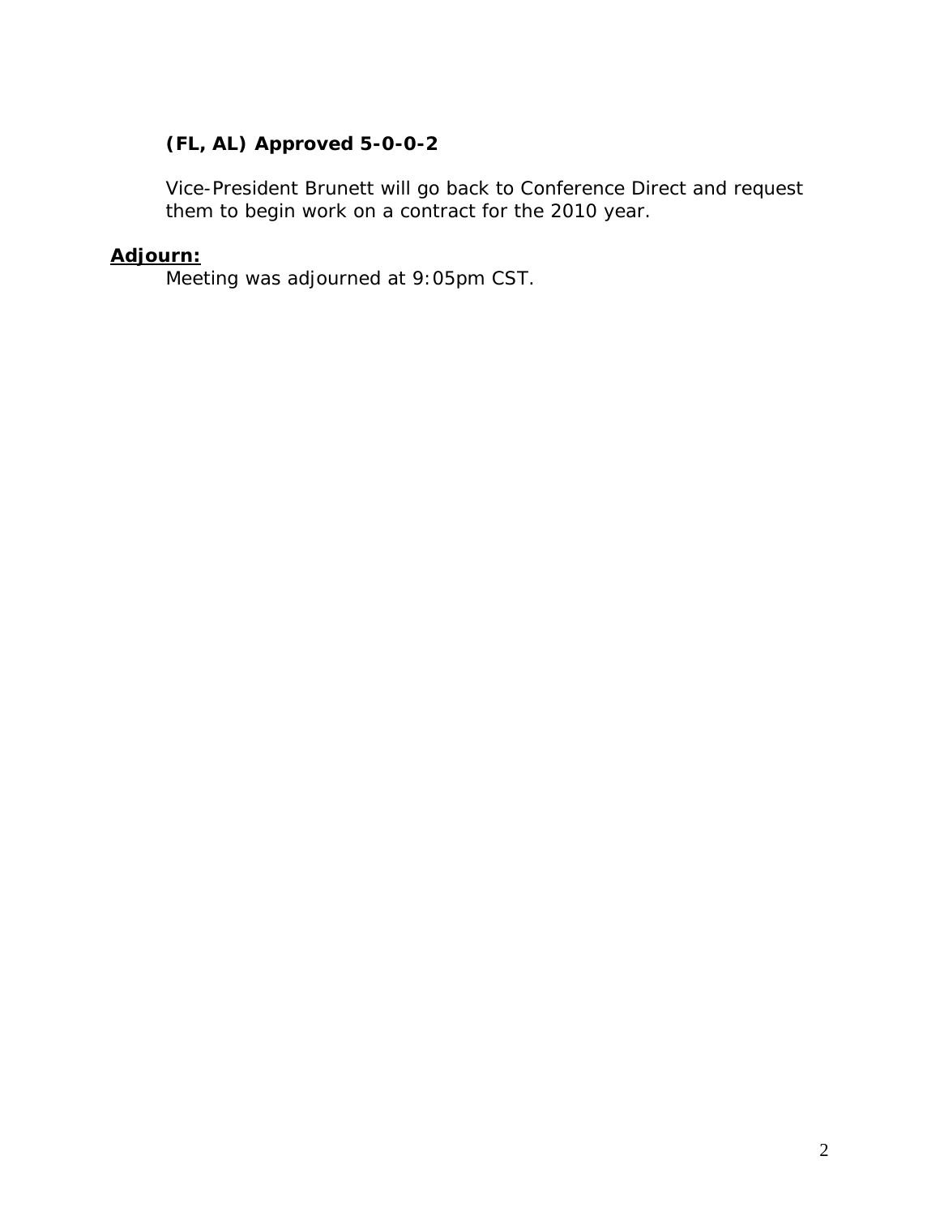**(FL, AL) Approved 5-0-0-2**

Vice-President Brunett will go back to Conference Direct and request them to begin work on a contract for the 2010 year.

**Adjourn:**

Meeting was adjourned at 9:05pm CST.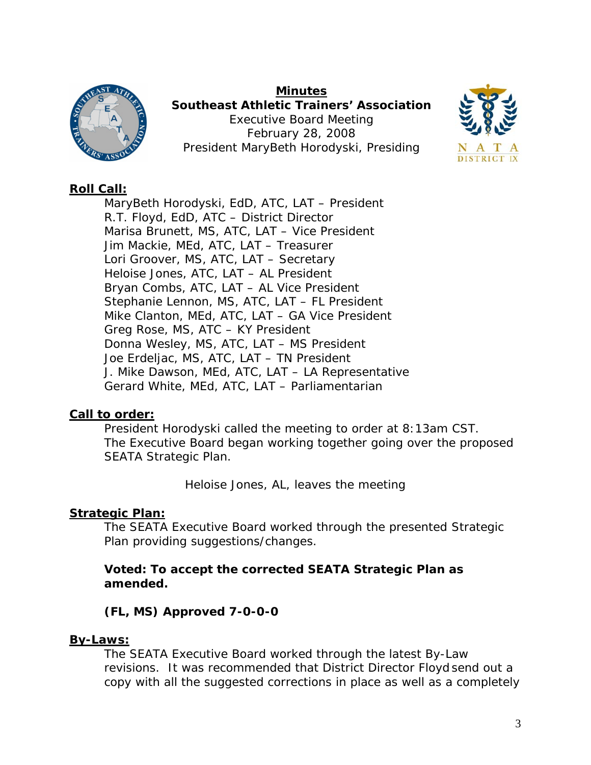**Minutes**
**Southeast Athletic Trainers' Association**
Executive Board Meeting
February 28, 2008
President MaryBeth Horodyski, Presiding

**Roll Call:**

MaryBeth Horodyski, EdD, ATC, LAT – President
R.T. Floyd, EdD, ATC – District Director
Marisa Brunett, MS, ATC, LAT – Vice President
Jim Mackie, MEd, ATC, LAT – Treasurer
Lori Groover, MS, ATC, LAT – Secretary
Heloise Jones, ATC, LAT – AL President
Bryan Combs, ATC, LAT – AL Vice President
Stephanie Lennon, MS, ATC, LAT – FL President
Mike Clanton, MEd, ATC, LAT – GA Vice President
Greg Rose, MS, ATC – KY President
Donna Wesley, MS, ATC, LAT – MS President
Joe Erdeljac, MS, ATC, LAT – TN President
J. Mike Dawson, MEd, ATC, LAT – LA Representative
Gerard White, MEd, ATC, LAT – Parliamentarian

**Call to order:**

President Horodyski called the meeting to order at 8:13am CST. The Executive Board began working together going over the proposed SEATA Strategic Plan.

Heloise Jones, AL, leaves the meeting

**Strategic Plan:**

The SEATA Executive Board worked through the presented Strategic Plan providing suggestions/changes.

**Voted: To accept the corrected SEATA Strategic Plan as amended.**

**(FL, MS) Approved 7-0-0-0**

**By-Laws:**

The SEATA Executive Board worked through the latest By-Law revisions. It was recommended that District Director Floyd send out a copy with all the suggested corrections in place as well as a completely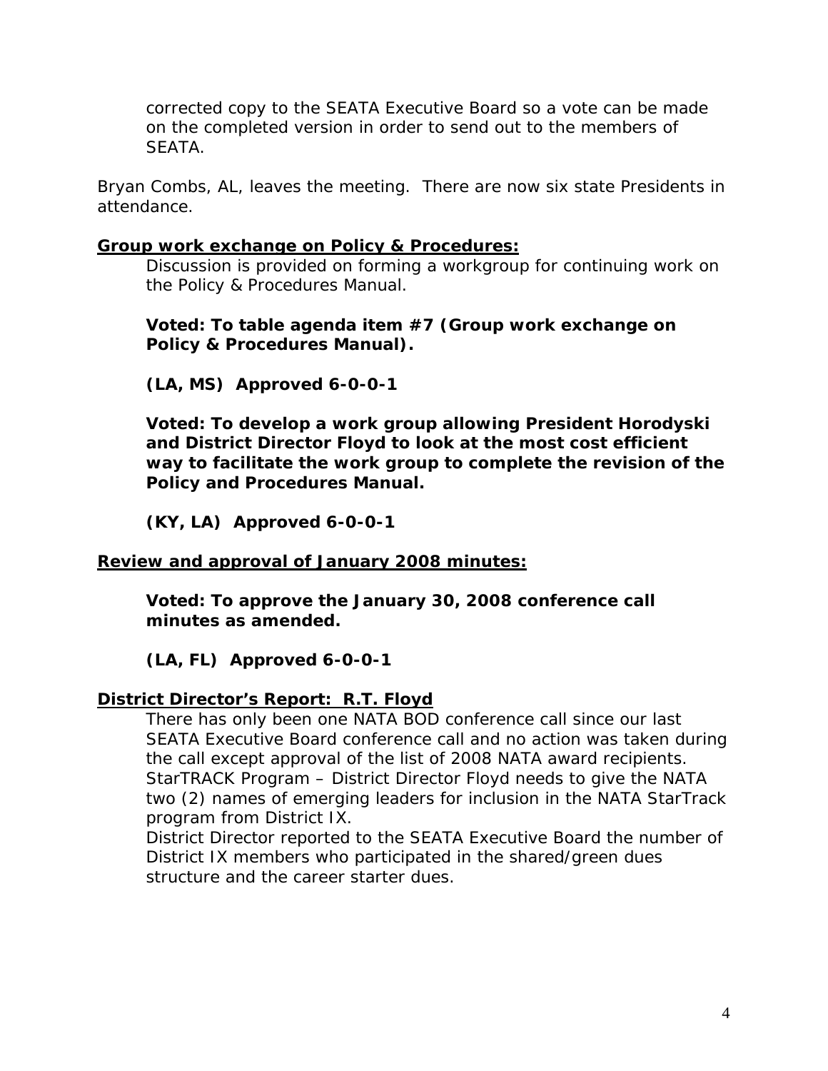corrected copy to the SEATA Executive Board so a vote can be made on the completed version in order to send out to the members of SEATA.

Bryan Combs, AL, leaves the meeting. There are now six state Presidents in attendance.

**Group work exchange on Policy & Procedures:**

Discussion is provided on forming a workgroup for continuing work on the Policy & Procedures Manual.

**Voted: To table agenda item #7 (Group work exchange on Policy & Procedures Manual).**

**(LA, MS) Approved 6-0-0-1**

**Voted: To develop a work group allowing President Horodyski and District Director Floyd to look at the most cost efficient way to facilitate the work group to complete the revision of the Policy and Procedures Manual.**

**(KY, LA) Approved 6-0-0-1**

**Review and approval of January 2008 minutes:**

**Voted: To approve the January 30, 2008 conference call minutes as amended.**

**(LA, FL) Approved 6-0-0-1**

**District Director's Report: R.T. Floyd**

There has only been one NATA BOD conference call since our last SEATA Executive Board conference call and no action was taken during the call except approval of the list of 2008 NATA award recipients.
StarTRACK Program – District Director Floyd needs to give the NATA two (2) names of emerging leaders for inclusion in the NATA StarTrack program from District IX.
District Director reported to the SEATA Executive Board the number of District IX members who participated in the shared/green dues structure and the career starter dues.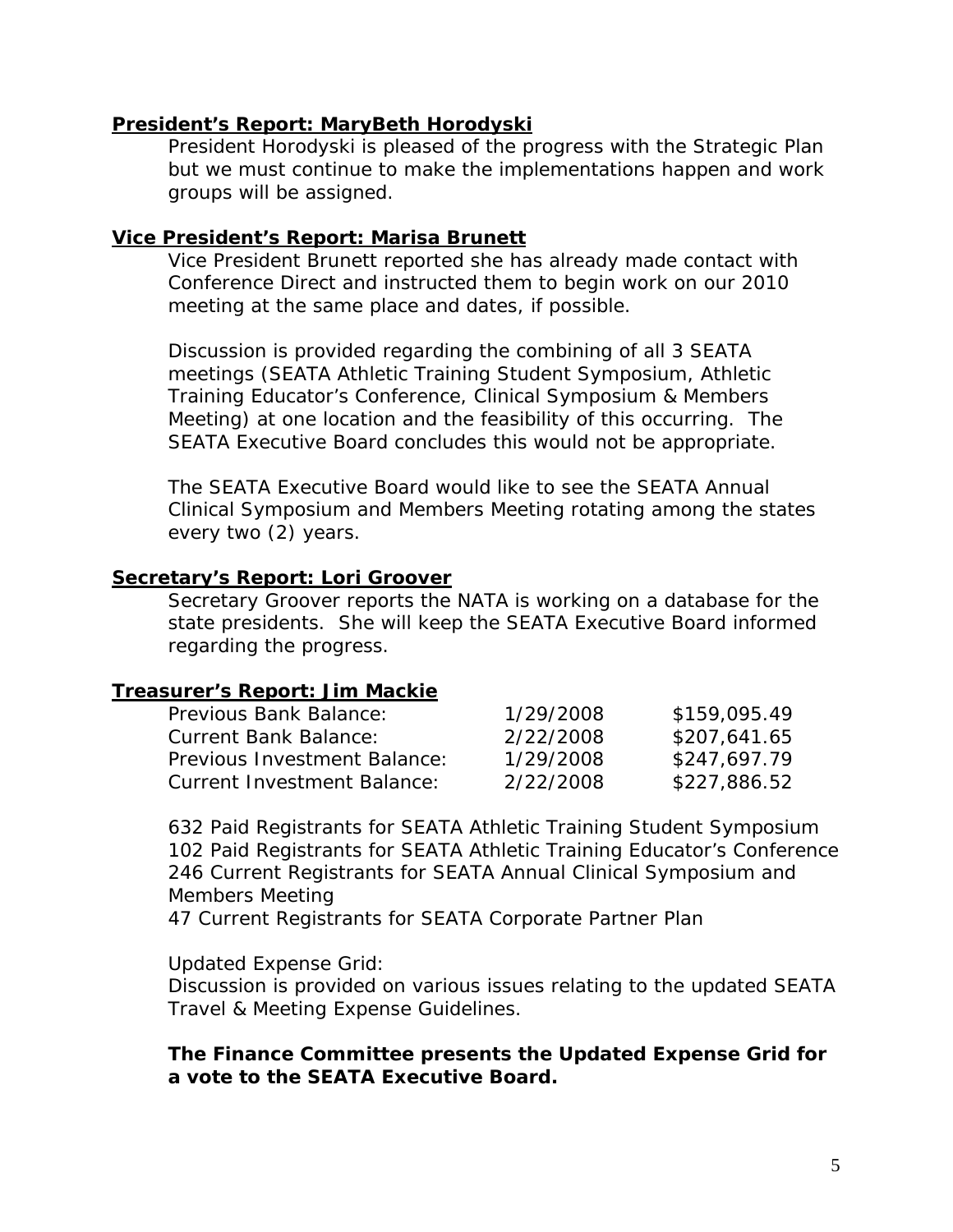**President's Report: MaryBeth Horodyski**

President Horodyski is pleased of the progress with the Strategic Plan but we must continue to make the implementations happen and work groups will be assigned.

**Vice President's Report: Marisa Brunett**

Vice President Brunett reported she has already made contact with Conference Direct and instructed them to begin work on our 2010 meeting at the same place and dates, if possible.

Discussion is provided regarding the combining of all 3 SEATA meetings (SEATA Athletic Training Student Symposium, Athletic Training Educator's Conference, Clinical Symposium & Members Meeting) at one location and the feasibility of this occurring. The SEATA Executive Board concludes this would not be appropriate.

The SEATA Executive Board would like to see the SEATA Annual Clinical Symposium and Members Meeting rotating among the states every two (2) years.

**Secretary's Report: Lori Groover**

Secretary Groover reports the NATA is working on a database for the state presidents. She will keep the SEATA Executive Board informed regarding the progress.

**Treasurer's Report: Jim Mackie**

| | | |
|---|---|---|
| Previous Bank Balance: | 1/29/2008 | $159,095.49 |
| Current Bank Balance: | 2/22/2008 | $207,641.65 |
| Previous Investment Balance: | 1/29/2008 | $247,697.79 |
| Current Investment Balance: | 2/22/2008 | $227,886.52 |

632 Paid Registrants for SEATA Athletic Training Student Symposium
102 Paid Registrants for SEATA Athletic Training Educator's Conference
246 Current Registrants for SEATA Annual Clinical Symposium and Members Meeting
47 Current Registrants for SEATA Corporate Partner Plan

Updated Expense Grid:
Discussion is provided on various issues relating to the updated SEATA Travel & Meeting Expense Guidelines.

**The Finance Committee presents the Updated Expense Grid for a vote to the SEATA Executive Board.**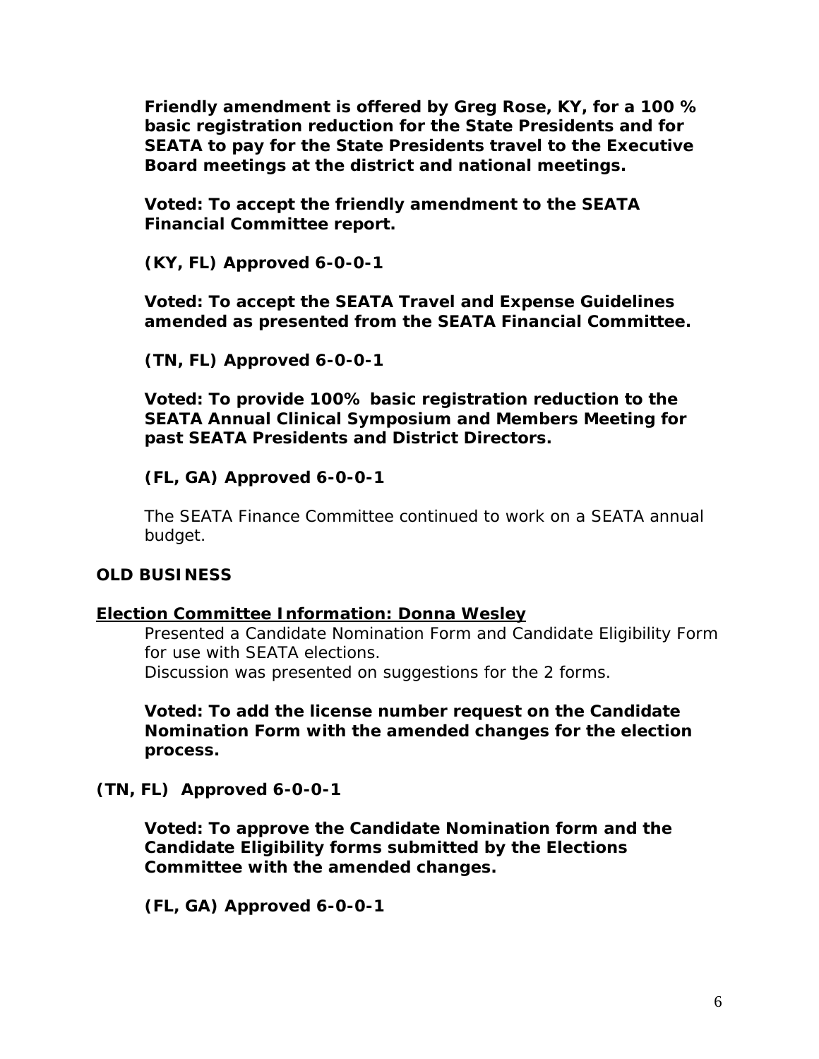**Friendly amendment is offered by Greg Rose, KY, for a 100 % basic registration reduction for the State Presidents and for SEATA to pay for the State Presidents travel to the Executive Board meetings at the district and national meetings.**

**Voted: To accept the friendly amendment to the SEATA Financial Committee report.**

**(KY, FL) Approved 6-0-0-1**

**Voted: To accept the SEATA Travel and Expense Guidelines amended as presented from the SEATA Financial Committee.**

**(TN, FL) Approved 6-0-0-1**

**Voted: To provide 100% basic registration reduction to the SEATA Annual Clinical Symposium and Members Meeting for past SEATA Presidents and District Directors.**

**(FL, GA) Approved 6-0-0-1**

The SEATA Finance Committee continued to work on a SEATA annual budget.

**OLD BUSINESS**

**Election Committee Information: Donna Wesley**

Presented a Candidate Nomination Form and Candidate Eligibility Form for use with SEATA elections.
Discussion was presented on suggestions for the 2 forms.

**Voted: To add the license number request on the Candidate Nomination Form with the amended changes for the election process.**

**(TN, FL) Approved 6-0-0-1**

**Voted: To approve the Candidate Nomination form and the Candidate Eligibility forms submitted by the Elections Committee with the amended changes.**

**(FL, GA) Approved 6-0-0-1**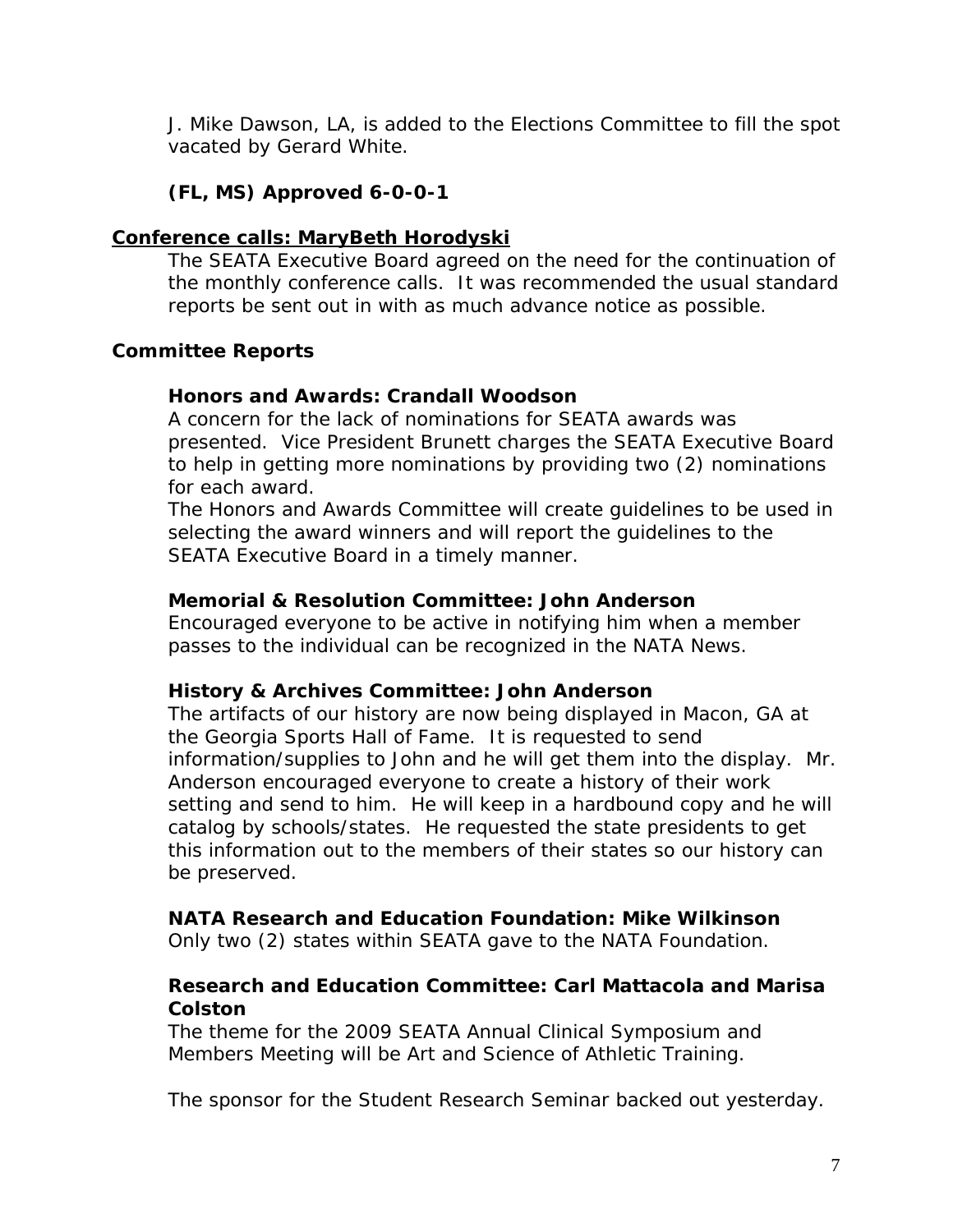J. Mike Dawson, LA, is added to the Elections Committee to fill the spot vacated by Gerard White.

**(FL, MS) Approved 6-0-0-1**

**Conference calls: MaryBeth Horodyski**

The SEATA Executive Board agreed on the need for the continuation of the monthly conference calls. It was recommended the usual standard reports be sent out in with as much advance notice as possible.

**Committee Reports**

**Honors and Awards: Crandall Woodson**

A concern for the lack of nominations for SEATA awards was presented. Vice President Brunett charges the SEATA Executive Board to help in getting more nominations by providing two (2) nominations for each award.

The Honors and Awards Committee will create guidelines to be used in selecting the award winners and will report the guidelines to the SEATA Executive Board in a timely manner.

**Memorial & Resolution Committee: John Anderson**

Encouraged everyone to be active in notifying him when a member passes to the individual can be recognized in the NATA News.

**History & Archives Committee: John Anderson**

The artifacts of our history are now being displayed in Macon, GA at the Georgia Sports Hall of Fame. It is requested to send information/supplies to John and he will get them into the display. Mr. Anderson encouraged everyone to create a history of their work setting and send to him. He will keep in a hardbound copy and he will catalog by schools/states. He requested the state presidents to get this information out to the members of their states so our history can be preserved.

**NATA Research and Education Foundation: Mike Wilkinson**

Only two (2) states within SEATA gave to the NATA Foundation.

**Research and Education Committee: Carl Mattacola and Marisa Colston**

The theme for the 2009 SEATA Annual Clinical Symposium and Members Meeting will be Art and Science of Athletic Training.

The sponsor for the Student Research Seminar backed out yesterday.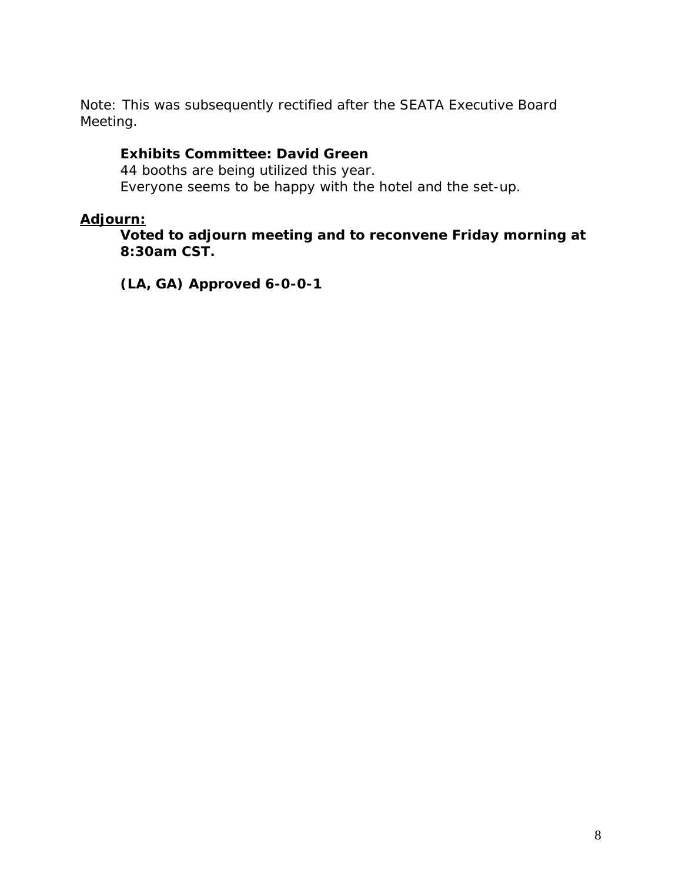Note: This was subsequently rectified after the SEATA Executive Board Meeting.

**Exhibits Committee: David Green**
44 booths are being utilized this year.
Everyone seems to be happy with the hotel and the set-up.

<u>**Adjourn:**</u>

**Voted to adjourn meeting and to reconvene Friday morning at 8:30am CST.**

**(LA, GA) Approved 6-0-0-1**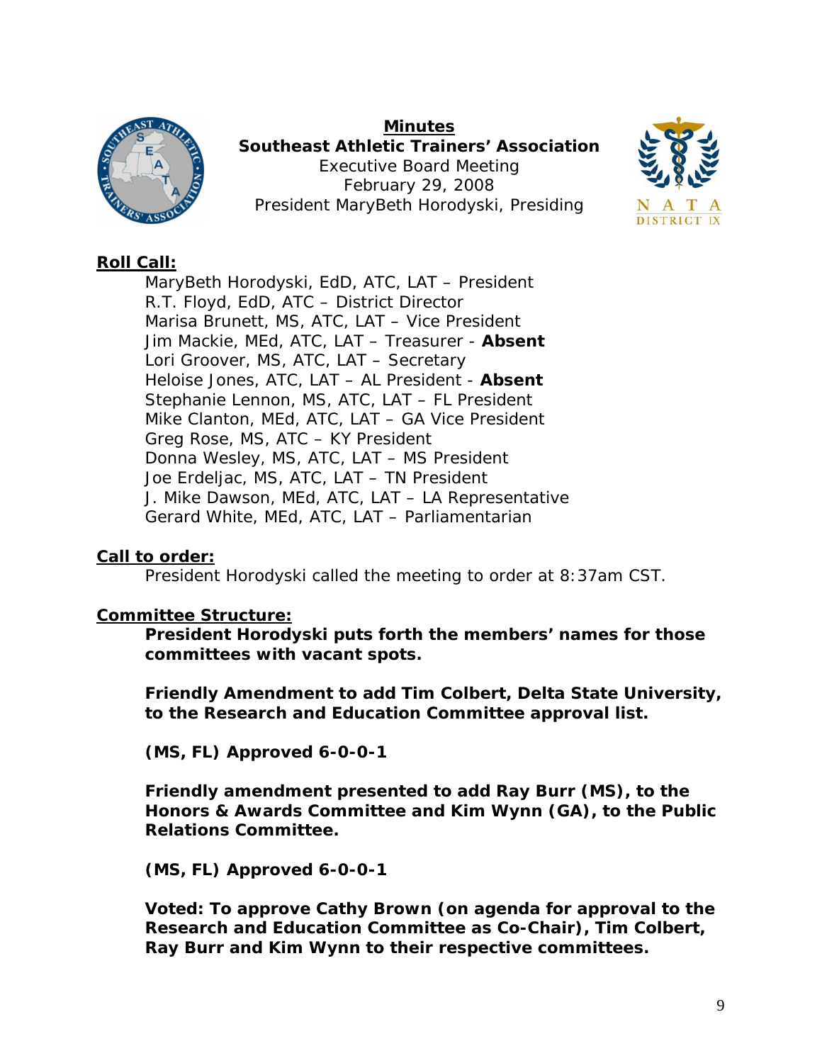**Minutes**
**Southeast Athletic Trainers' Association**
Executive Board Meeting
February 29, 2008
President MaryBeth Horodyski, Presiding

## Roll Call:

MaryBeth Horodyski, EdD, ATC, LAT – President
R.T. Floyd, EdD, ATC – District Director
Marisa Brunett, MS, ATC, LAT – Vice President
Jim Mackie, MEd, ATC, LAT – Treasurer - **Absent**
Lori Groover, MS, ATC, LAT – Secretary
Heloise Jones, ATC, LAT – AL President - **Absent**
Stephanie Lennon, MS, ATC, LAT – FL President
Mike Clanton, MEd, ATC, LAT – GA Vice President
Greg Rose, MS, ATC – KY President
Donna Wesley, MS, ATC, LAT – MS President
Joe Erdeljac, MS, ATC, LAT – TN President
J. Mike Dawson, MEd, ATC, LAT – LA Representative
Gerard White, MEd, ATC, LAT – Parliamentarian

## Call to order:

President Horodyski called the meeting to order at 8:37am CST.

## Committee Structure:

**President Horodyski puts forth the members' names for those committees with vacant spots.**

**Friendly Amendment to add Tim Colbert, Delta State University, to the Research and Education Committee approval list.**

**(MS, FL) Approved 6-0-0-1**

**Friendly amendment presented to add Ray Burr (MS), to the Honors & Awards Committee and Kim Wynn (GA), to the Public Relations Committee.**

**(MS, FL) Approved 6-0-0-1**

**Voted: To approve Cathy Brown (on agenda for approval to the Research and Education Committee as Co-Chair), Tim Colbert, Ray Burr and Kim Wynn to their respective committees.**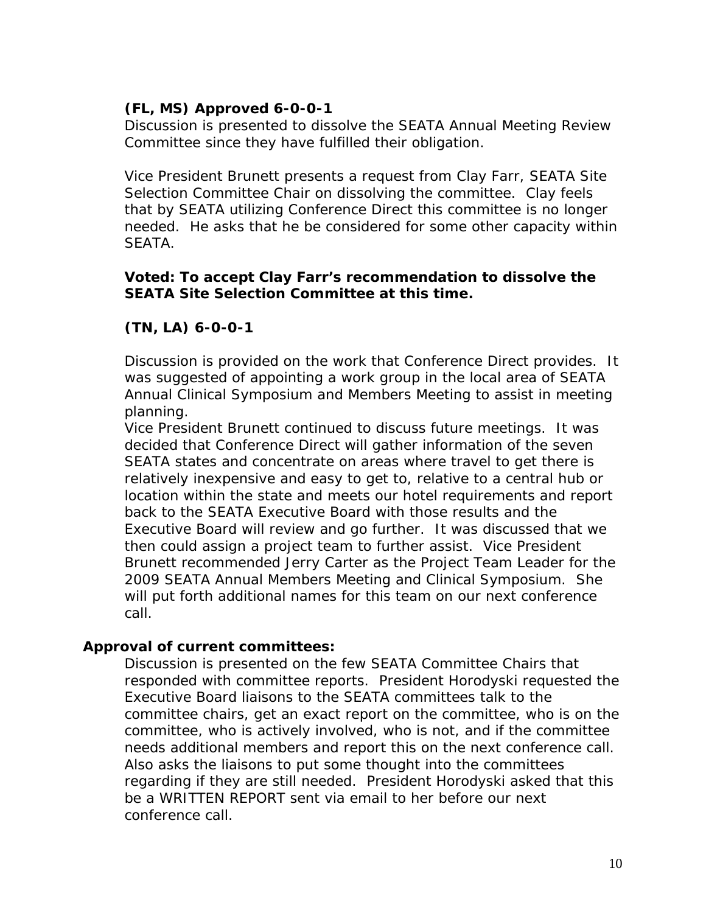**(FL, MS) Approved 6-0-0-1**

Discussion is presented to dissolve the SEATA Annual Meeting Review Committee since they have fulfilled their obligation.

Vice President Brunett presents a request from Clay Farr, SEATA Site Selection Committee Chair on dissolving the committee. Clay feels that by SEATA utilizing Conference Direct this committee is no longer needed. He asks that he be considered for some other capacity within SEATA.

**Voted: To accept Clay Farr's recommendation to dissolve the SEATA Site Selection Committee at this time.**

**(TN, LA) 6-0-0-1**

Discussion is provided on the work that Conference Direct provides. It was suggested of appointing a work group in the local area of SEATA Annual Clinical Symposium and Members Meeting to assist in meeting planning.

Vice President Brunett continued to discuss future meetings. It was decided that Conference Direct will gather information of the seven SEATA states and concentrate on areas where travel to get there is relatively inexpensive and easy to get to, relative to a central hub or location within the state and meets our hotel requirements and report back to the SEATA Executive Board with those results and the Executive Board will review and go further. It was discussed that we then could assign a project team to further assist. Vice President Brunett recommended Jerry Carter as the Project Team Leader for the 2009 SEATA Annual Members Meeting and Clinical Symposium. She will put forth additional names for this team on our next conference call.

**Approval of current committees:**

Discussion is presented on the few SEATA Committee Chairs that responded with committee reports. President Horodyski requested the Executive Board liaisons to the SEATA committees talk to the committee chairs, get an exact report on the committee, who is on the committee, who is actively involved, who is not, and if the committee needs additional members and report this on the next conference call. Also asks the liaisons to put some thought into the committees regarding if they are still needed. President Horodyski asked that this be a WRITTEN REPORT sent via email to her before our next conference call.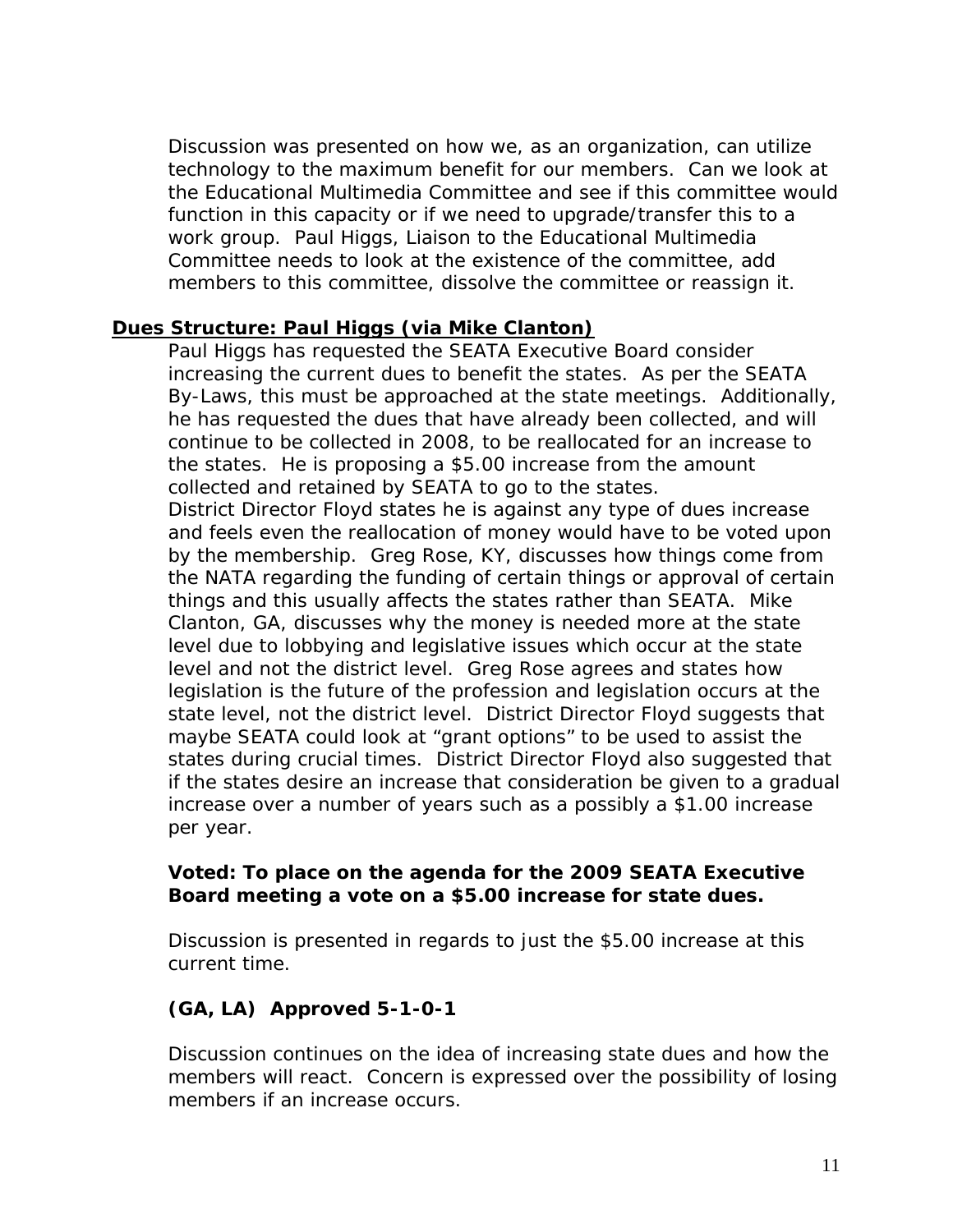Discussion was presented on how we, as an organization, can utilize technology to the maximum benefit for our members. Can we look at the Educational Multimedia Committee and see if this committee would function in this capacity or if we need to upgrade/transfer this to a work group. Paul Higgs, Liaison to the Educational Multimedia Committee needs to look at the existence of the committee, add members to this committee, dissolve the committee or reassign it.

**Dues Structure: Paul Higgs (via Mike Clanton)**

Paul Higgs has requested the SEATA Executive Board consider increasing the current dues to benefit the states. As per the SEATA By-Laws, this must be approached at the state meetings. Additionally, he has requested the dues that have already been collected, and will continue to be collected in 2008, to be reallocated for an increase to the states. He is proposing a $5.00 increase from the amount collected and retained by SEATA to go to the states.
District Director Floyd states he is against any type of dues increase and feels even the reallocation of money would have to be voted upon by the membership. Greg Rose, KY, discusses how things come from the NATA regarding the funding of certain things or approval of certain things and this usually affects the states rather than SEATA. Mike Clanton, GA, discusses why the money is needed more at the state level due to lobbying and legislative issues which occur at the state level and not the district level. Greg Rose agrees and states how legislation is the future of the profession and legislation occurs at the state level, not the district level. District Director Floyd suggests that maybe SEATA could look at "grant options" to be used to assist the states during crucial times. District Director Floyd also suggested that if the states desire an increase that consideration be given to a gradual increase over a number of years such as a possibly a $1.00 increase per year.

**Voted: To place on the agenda for the 2009 SEATA Executive Board meeting a vote on a $5.00 increase for state dues.**

Discussion is presented in regards to just the $5.00 increase at this current time.

**(GA, LA) Approved 5-1-0-1**

Discussion continues on the idea of increasing state dues and how the members will react. Concern is expressed over the possibility of losing members if an increase occurs.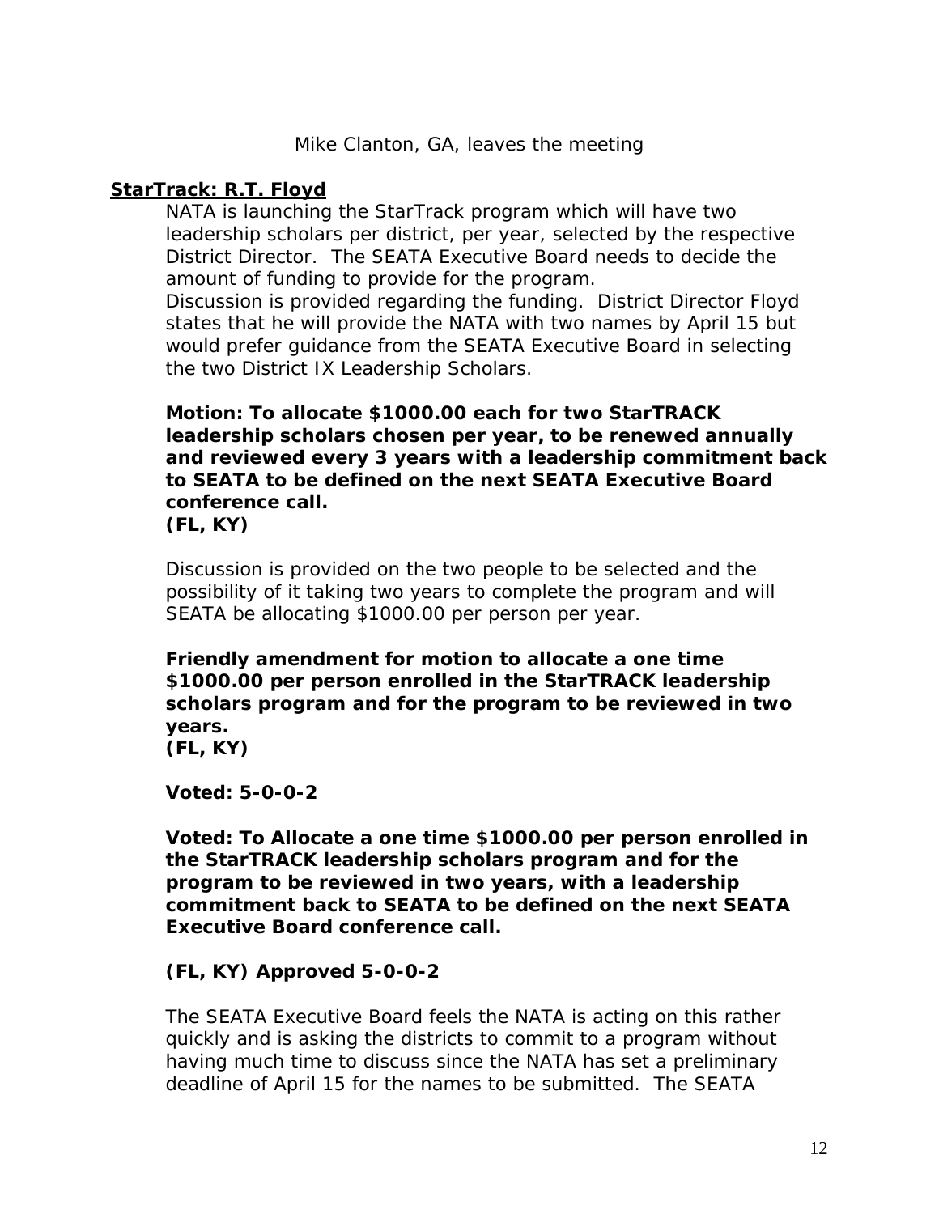Mike Clanton, GA, leaves the meeting

**StarTrack: R.T. Floyd**

NATA is launching the StarTrack program which will have two leadership scholars per district, per year, selected by the respective District Director. The SEATA Executive Board needs to decide the amount of funding to provide for the program.

Discussion is provided regarding the funding. District Director Floyd states that he will provide the NATA with two names by April 15 but would prefer guidance from the SEATA Executive Board in selecting the two District IX Leadership Scholars.

**Motion: To allocate $1000.00 each for two StarTRACK leadership scholars chosen per year, to be renewed annually and reviewed every 3 years with a leadership commitment back to SEATA to be defined on the next SEATA Executive Board conference call.**
**(FL, KY)**

Discussion is provided on the two people to be selected and the possibility of it taking two years to complete the program and will SEATA be allocating $1000.00 per person per year.

**Friendly amendment for motion to allocate a one time $1000.00 per person enrolled in the StarTRACK leadership scholars program and for the program to be reviewed in two years.**
**(FL, KY)**

**Voted: 5-0-0-2**

**Voted: To Allocate a one time $1000.00 per person enrolled in the StarTRACK leadership scholars program and for the program to be reviewed in two years, with a leadership commitment back to SEATA to be defined on the next SEATA Executive Board conference call.**

**(FL, KY) Approved 5-0-0-2**

The SEATA Executive Board feels the NATA is acting on this rather quickly and is asking the districts to commit to a program without having much time to discuss since the NATA has set a preliminary deadline of April 15 for the names to be submitted. The SEATA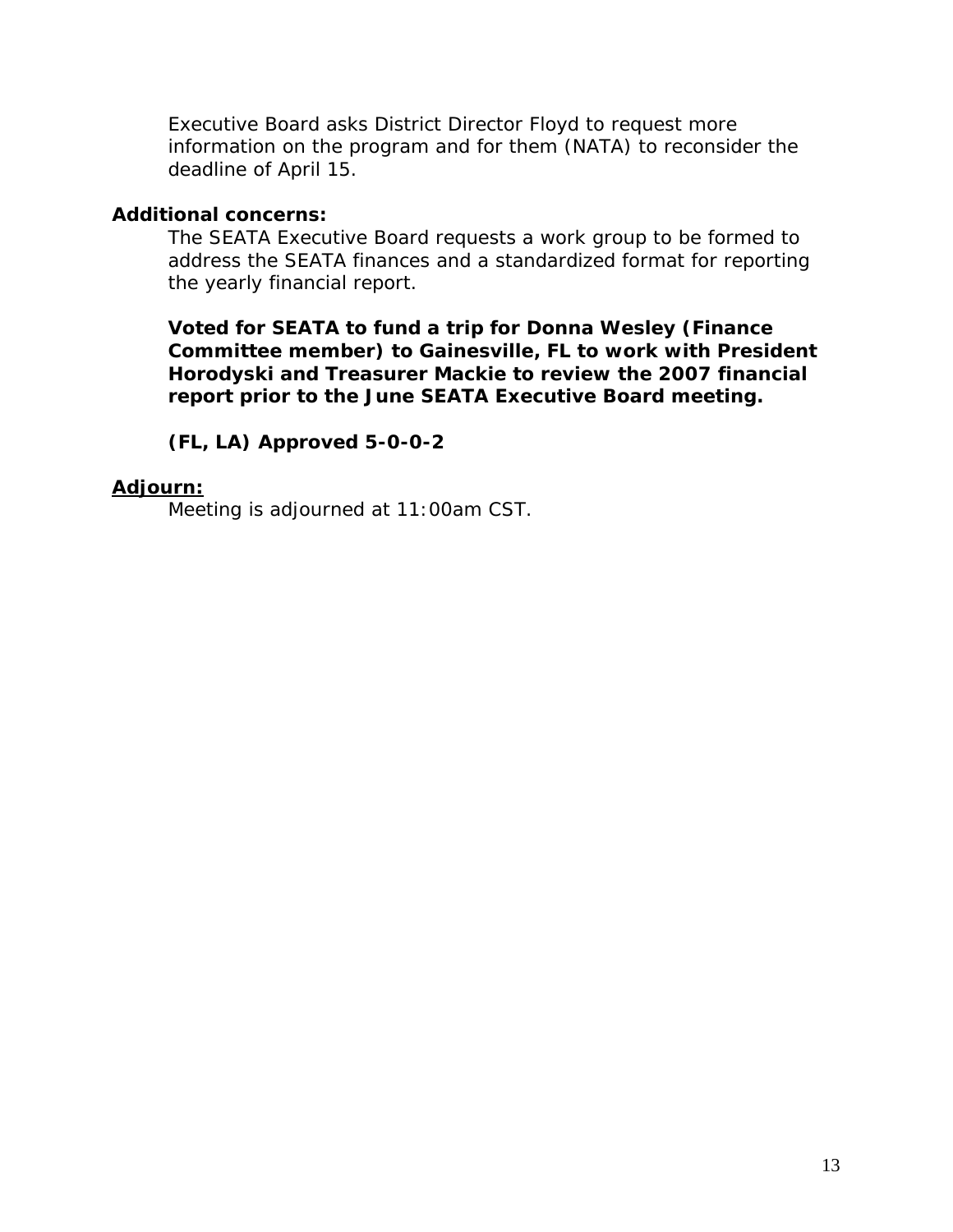Executive Board asks District Director Floyd to request more information on the program and for them (NATA) to reconsider the deadline of April 15.

**Additional concerns:**

The SEATA Executive Board requests a work group to be formed to address the SEATA finances and a standardized format for reporting the yearly financial report.

**Voted for SEATA to fund a trip for Donna Wesley (Finance Committee member) to Gainesville, FL to work with President Horodyski and Treasurer Mackie to review the 2007 financial report prior to the June SEATA Executive Board meeting.**

**(FL, LA) Approved 5-0-0-2**

**<u>Adjourn:</u>**

Meeting is adjourned at 11:00am CST.